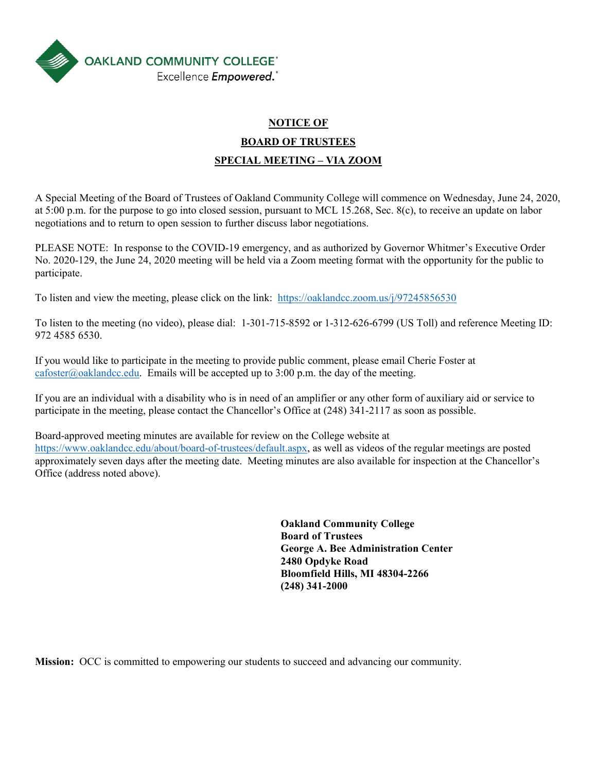**OAKLAND COMMUNITY COLLEGE**
Excellence *Empowered.*

# NOTICE OF
# BOARD OF TRUSTEES
# SPECIAL MEETING – VIA ZOOM

A Special Meeting of the Board of Trustees of Oakland Community College will commence on Wednesday, June 24, 2020, at 5:00 p.m. for the purpose to go into closed session, pursuant to MCL 15.268, Sec. 8(c), to receive an update on labor negotiations and to return to open session to further discuss labor negotiations.

PLEASE NOTE: In response to the COVID-19 emergency, and as authorized by Governor Whitmer's Executive Order No. 2020-129, the June 24, 2020 meeting will be held via a Zoom meeting format with the opportunity for the public to participate.

To listen and view the meeting, please click on the link: https://oaklandcc.zoom.us/j/97245856530

To listen to the meeting (no video), please dial: 1-301-715-8592 or 1-312-626-6799 (US Toll) and reference Meeting ID: 972 4585 6530.

If you would like to participate in the meeting to provide public comment, please email Cherie Foster at cafoster@oaklandcc.edu. Emails will be accepted up to 3:00 p.m. the day of the meeting.

If you are an individual with a disability who is in need of an amplifier or any other form of auxiliary aid or service to participate in the meeting, please contact the Chancellor's Office at (248) 341-2117 as soon as possible.

Board-approved meeting minutes are available for review on the College website at https://www.oaklandcc.edu/about/board-of-trustees/default.aspx, as well as videos of the regular meetings are posted approximately seven days after the meeting date. Meeting minutes are also available for inspection at the Chancellor's Office (address noted above).

**Oakland Community College**
**Board of Trustees**
**George A. Bee Administration Center**
**2480 Opdyke Road**
**Bloomfield Hills, MI 48304-2266**
**(248) 341-2000**

**Mission:** OCC is committed to empowering our students to succeed and advancing our community.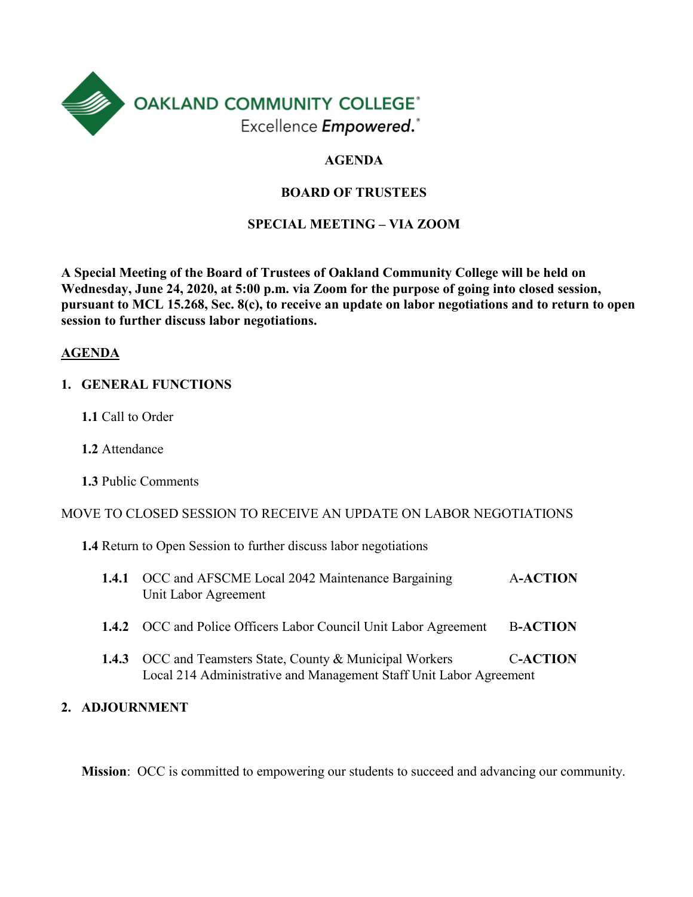OAKLAND COMMUNITY COLLEGE
Excellence *Empowered.*

# AGENDA

## BOARD OF TRUSTEES

## SPECIAL MEETING – VIA ZOOM

**A Special Meeting of the Board of Trustees of Oakland Community College will be held on Wednesday, June 24, 2020, at 5:00 p.m. via Zoom for the purpose of going into closed session, pursuant to MCL 15.268, Sec. 8(c), to receive an update on labor negotiations and to return to open session to further discuss labor negotiations.**

<u>**AGENDA**</u>

**1. GENERAL FUNCTIONS**

**1.1** Call to Order

**1.2** Attendance

**1.3** Public Comments

MOVE TO CLOSED SESSION TO RECEIVE AN UPDATE ON LABOR NEGOTIATIONS

**1.4** Return to Open Session to further discuss labor negotiations

**1.4.1** OCC and AFSCME Local 2042 Maintenance Bargaining Unit Labor Agreement — A-**ACTION**

**1.4.2** OCC and Police Officers Labor Council Unit Labor Agreement — B-**ACTION**

**1.4.3** OCC and Teamsters State, County & Municipal Workers Local 214 Administrative and Management Staff Unit Labor Agreement — C-**ACTION**

**2. ADJOURNMENT**

**Mission**: OCC is committed to empowering our students to succeed and advancing our community.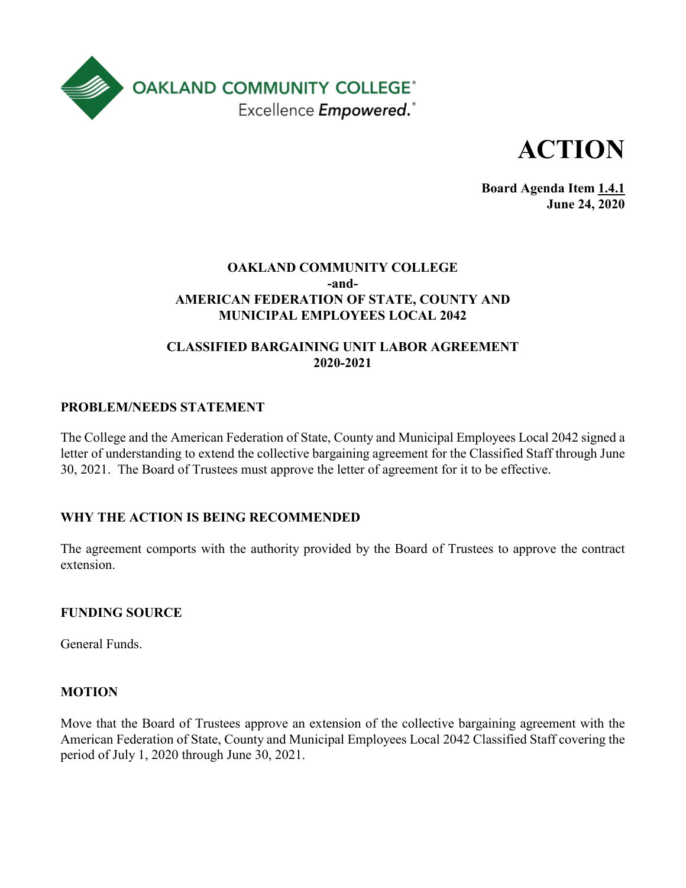OAKLAND COMMUNITY COLLEGE
Excellence *Empowered.*

# ACTION

**Board Agenda Item 1.4.1**
**June 24, 2020**

**OAKLAND COMMUNITY COLLEGE**
**-and-**
**AMERICAN FEDERATION OF STATE, COUNTY AND MUNICIPAL EMPLOYEES LOCAL 2042**

**CLASSIFIED BARGAINING UNIT LABOR AGREEMENT**
**2020-2021**

## PROBLEM/NEEDS STATEMENT

The College and the American Federation of State, County and Municipal Employees Local 2042 signed a letter of understanding to extend the collective bargaining agreement for the Classified Staff through June 30, 2021. The Board of Trustees must approve the letter of agreement for it to be effective.

## WHY THE ACTION IS BEING RECOMMENDED

The agreement comports with the authority provided by the Board of Trustees to approve the contract extension.

## FUNDING SOURCE

General Funds.

## MOTION

Move that the Board of Trustees approve an extension of the collective bargaining agreement with the American Federation of State, County and Municipal Employees Local 2042 Classified Staff covering the period of July 1, 2020 through June 30, 2021.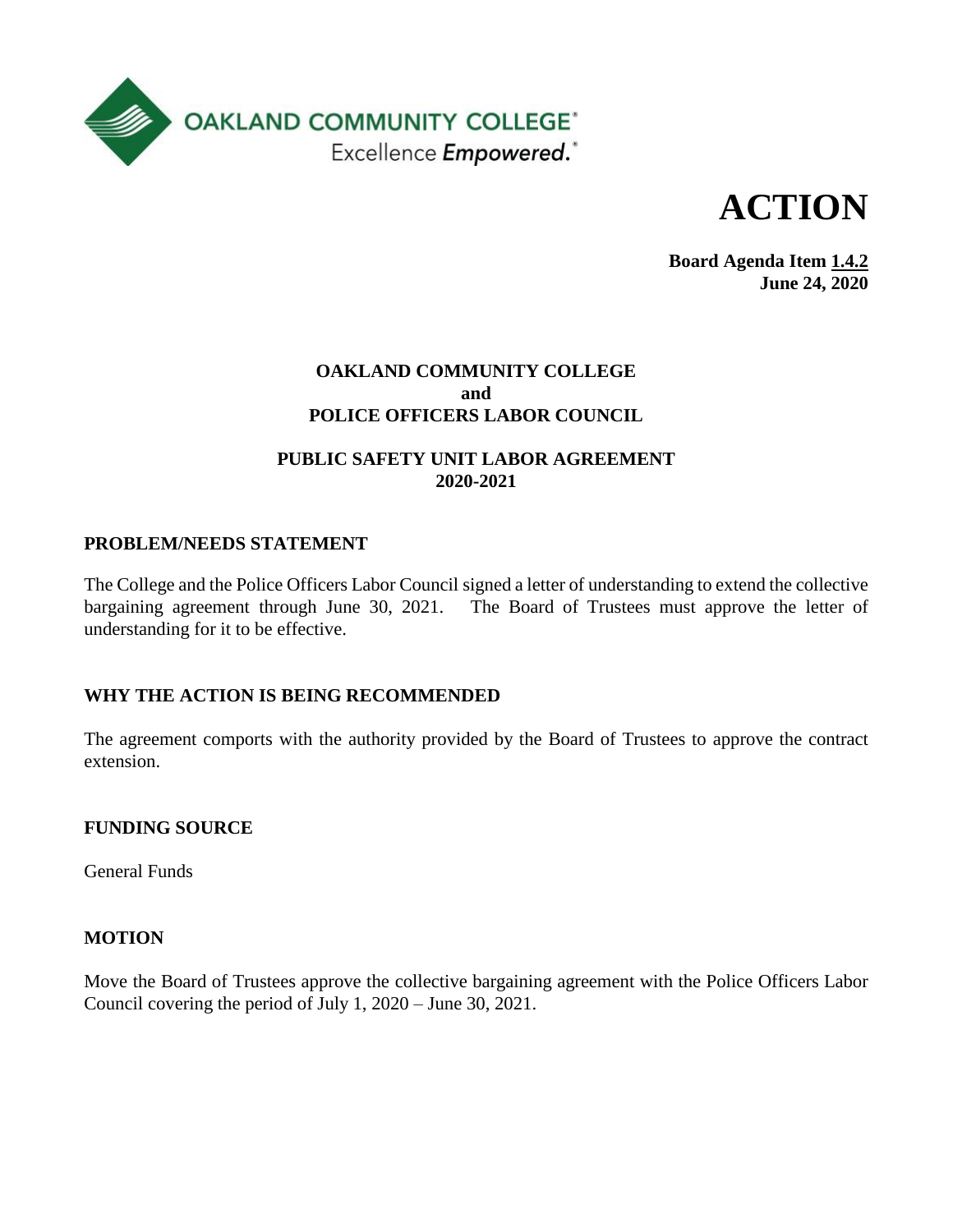OAKLAND COMMUNITY COLLEGE

Excellence *Empowered.*

# ACTION

**Board Agenda Item 1.4.2**
**June 24, 2020**

**OAKLAND COMMUNITY COLLEGE**
**and**
**POLICE OFFICERS LABOR COUNCIL**

**PUBLIC SAFETY UNIT LABOR AGREEMENT**
**2020-2021**

## PROBLEM/NEEDS STATEMENT

The College and the Police Officers Labor Council signed a letter of understanding to extend the collective bargaining agreement through June 30, 2021. The Board of Trustees must approve the letter of understanding for it to be effective.

## WHY THE ACTION IS BEING RECOMMENDED

The agreement comports with the authority provided by the Board of Trustees to approve the contract extension.

## FUNDING SOURCE

General Funds

## MOTION

Move the Board of Trustees approve the collective bargaining agreement with the Police Officers Labor Council covering the period of July 1, 2020 – June 30, 2021.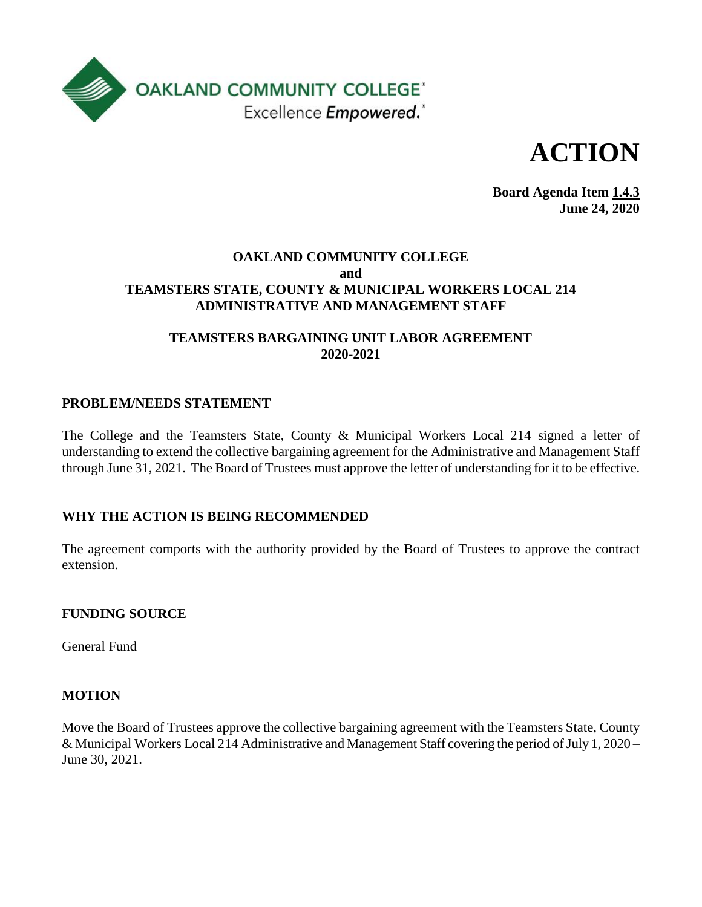OAKLAND COMMUNITY COLLEGE
Excellence *Empowered.*

# ACTION

**Board Agenda Item 1.4.3**
**June 24, 2020**

**OAKLAND COMMUNITY COLLEGE**
**and**
**TEAMSTERS STATE, COUNTY & MUNICIPAL WORKERS LOCAL 214**
**ADMINISTRATIVE AND MANAGEMENT STAFF**

**TEAMSTERS BARGAINING UNIT LABOR AGREEMENT**
**2020-2021**

## PROBLEM/NEEDS STATEMENT

The College and the Teamsters State, County & Municipal Workers Local 214 signed a letter of understanding to extend the collective bargaining agreement for the Administrative and Management Staff through June 31, 2021. The Board of Trustees must approve the letter of understanding for it to be effective.

## WHY THE ACTION IS BEING RECOMMENDED

The agreement comports with the authority provided by the Board of Trustees to approve the contract extension.

## FUNDING SOURCE

General Fund

## MOTION

Move the Board of Trustees approve the collective bargaining agreement with the Teamsters State, County & Municipal Workers Local 214 Administrative and Management Staff covering the period of July 1, 2020 – June 30, 2021.